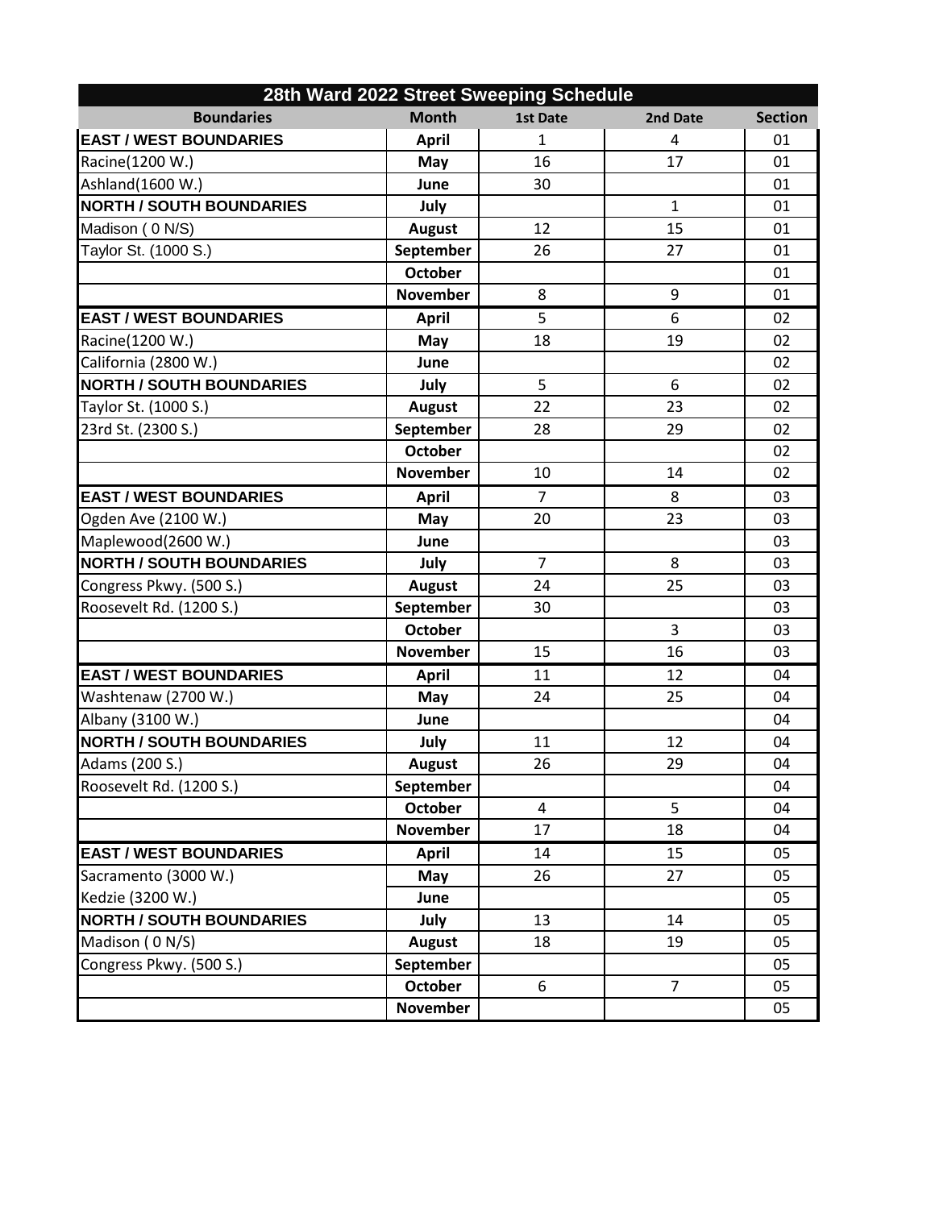| 28th Ward 2022 Street Sweeping Schedule | | | | |
|---|---|---|---|---|
| **Boundaries** | **Month** | **1st Date** | **2nd Date** | **Section** |
| **EAST / WEST BOUNDARIES** | **April** | 1 | 4 | 01 |
| Racine(1200 W.) | **May** | 16 | 17 | 01 |
| Ashland(1600 W.) | **June** | 30 | | 01 |
| **NORTH / SOUTH BOUNDARIES** | **July** | | 1 | 01 |
| Madison ( 0 N/S) | **August** | 12 | 15 | 01 |
| Taylor St. (1000 S.) | **September** | 26 | 27 | 01 |
| | **October** | | | 01 |
| | **November** | 8 | 9 | 01 |
| **EAST / WEST BOUNDARIES** | **April** | 5 | 6 | 02 |
| Racine(1200 W.) | **May** | 18 | 19 | 02 |
| California (2800 W.) | **June** | | | 02 |
| **NORTH / SOUTH BOUNDARIES** | **July** | 5 | 6 | 02 |
| Taylor St. (1000 S.) | **August** | 22 | 23 | 02 |
| 23rd St. (2300 S.) | **September** | 28 | 29 | 02 |
| | **October** | | | 02 |
| | **November** | 10 | 14 | 02 |
| **EAST / WEST BOUNDARIES** | **April** | 7 | 8 | 03 |
| Ogden Ave (2100 W.) | **May** | 20 | 23 | 03 |
| Maplewood(2600 W.) | **June** | | | 03 |
| **NORTH / SOUTH BOUNDARIES** | **July** | 7 | 8 | 03 |
| Congress Pkwy. (500 S.) | **August** | 24 | 25 | 03 |
| Roosevelt Rd. (1200 S.) | **September** | 30 | | 03 |
| | **October** | | 3 | 03 |
| | **November** | 15 | 16 | 03 |
| **EAST / WEST BOUNDARIES** | **April** | 11 | 12 | 04 |
| Washtenaw (2700 W.) | **May** | 24 | 25 | 04 |
| Albany (3100 W.) | **June** | | | 04 |
| **NORTH / SOUTH BOUNDARIES** | **July** | 11 | 12 | 04 |
| Adams (200 S.) | **August** | 26 | 29 | 04 |
| Roosevelt Rd. (1200 S.) | **September** | | | 04 |
| | **October** | 4 | 5 | 04 |
| | **November** | 17 | 18 | 04 |
| **EAST / WEST BOUNDARIES** | **April** | 14 | 15 | 05 |
| Sacramento (3000 W.) | **May** | 26 | 27 | 05 |
| Kedzie (3200 W.) | **June** | | | 05 |
| **NORTH / SOUTH BOUNDARIES** | **July** | 13 | 14 | 05 |
| Madison ( 0 N/S) | **August** | 18 | 19 | 05 |
| Congress Pkwy. (500 S.) | **September** | | | 05 |
| | **October** | 6 | 7 | 05 |
| | **November** | | | 05 |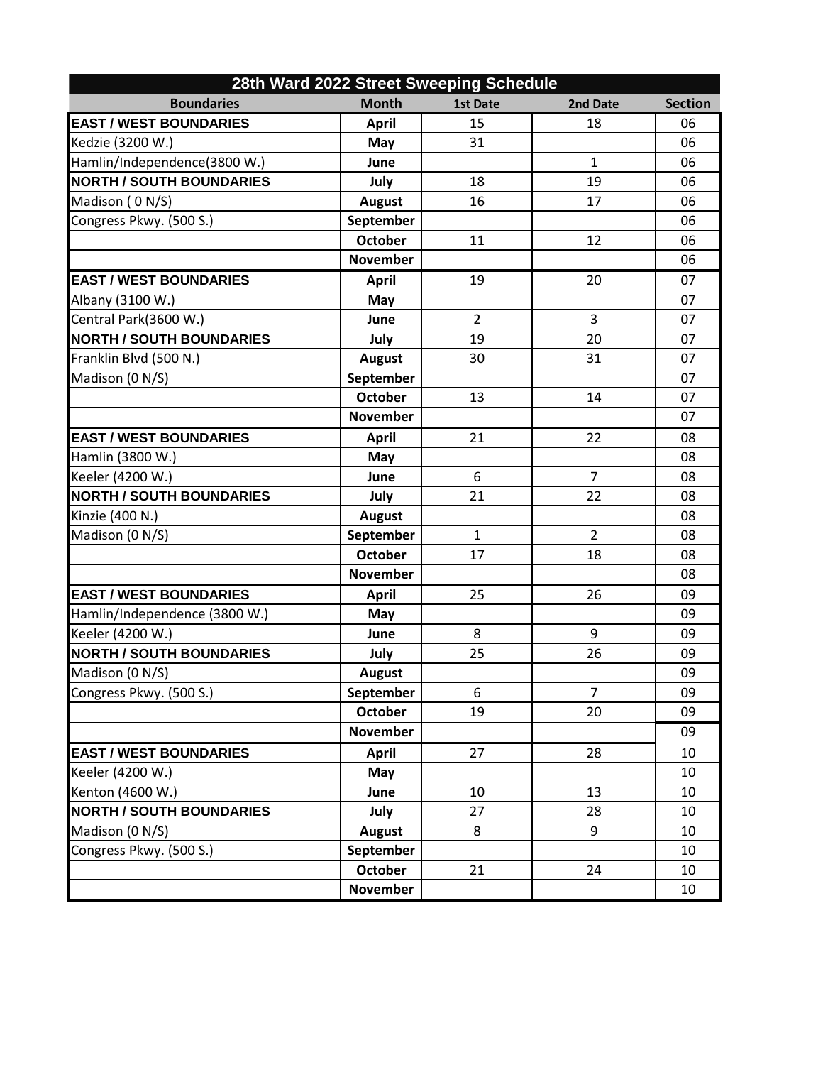| 28th Ward 2022 Street Sweeping Schedule | | | | |
|---|---|---|---|---|
| **Boundaries** | **Month** | **1st Date** | **2nd Date** | **Section** |
| **EAST / WEST BOUNDARIES** | **April** | 15 | 18 | 06 |
| Kedzie (3200 W.) | **May** | 31 | | 06 |
| Hamlin/Independence(3800 W.) | **June** | | 1 | 06 |
| **NORTH / SOUTH BOUNDARIES** | **July** | 18 | 19 | 06 |
| Madison ( 0 N/S) | **August** | 16 | 17 | 06 |
| Congress Pkwy. (500 S.) | **September** | | | 06 |
| | **October** | 11 | 12 | 06 |
| | **November** | | | 06 |
| **EAST / WEST BOUNDARIES** | **April** | 19 | 20 | 07 |
| Albany (3100 W.) | **May** | | | 07 |
| Central Park(3600 W.) | **June** | 2 | 3 | 07 |
| **NORTH / SOUTH BOUNDARIES** | **July** | 19 | 20 | 07 |
| Franklin Blvd (500 N.) | **August** | 30 | 31 | 07 |
| Madison (0 N/S) | **September** | | | 07 |
| | **October** | 13 | 14 | 07 |
| | **November** | | | 07 |
| **EAST / WEST BOUNDARIES** | **April** | 21 | 22 | 08 |
| Hamlin (3800 W.) | **May** | | | 08 |
| Keeler (4200 W.) | **June** | 6 | 7 | 08 |
| **NORTH / SOUTH BOUNDARIES** | **July** | 21 | 22 | 08 |
| Kinzie (400 N.) | **August** | | | 08 |
| Madison (0 N/S) | **September** | 1 | 2 | 08 |
| | **October** | 17 | 18 | 08 |
| | **November** | | | 08 |
| **EAST / WEST BOUNDARIES** | **April** | 25 | 26 | 09 |
| Hamlin/Independence (3800 W.) | **May** | | | 09 |
| Keeler (4200 W.) | **June** | 8 | 9 | 09 |
| **NORTH / SOUTH BOUNDARIES** | **July** | 25 | 26 | 09 |
| Madison (0 N/S) | **August** | | | 09 |
| Congress Pkwy. (500 S.) | **September** | 6 | 7 | 09 |
| | **October** | 19 | 20 | 09 |
| | **November** | | | 09 |
| **EAST / WEST BOUNDARIES** | **April** | 27 | 28 | 10 |
| Keeler (4200 W.) | **May** | | | 10 |
| Kenton (4600 W.) | **June** | 10 | 13 | 10 |
| **NORTH / SOUTH BOUNDARIES** | **July** | 27 | 28 | 10 |
| Madison (0 N/S) | **August** | 8 | 9 | 10 |
| Congress Pkwy. (500 S.) | **September** | | | 10 |
| | **October** | 21 | 24 | 10 |
| | **November** | | | 10 |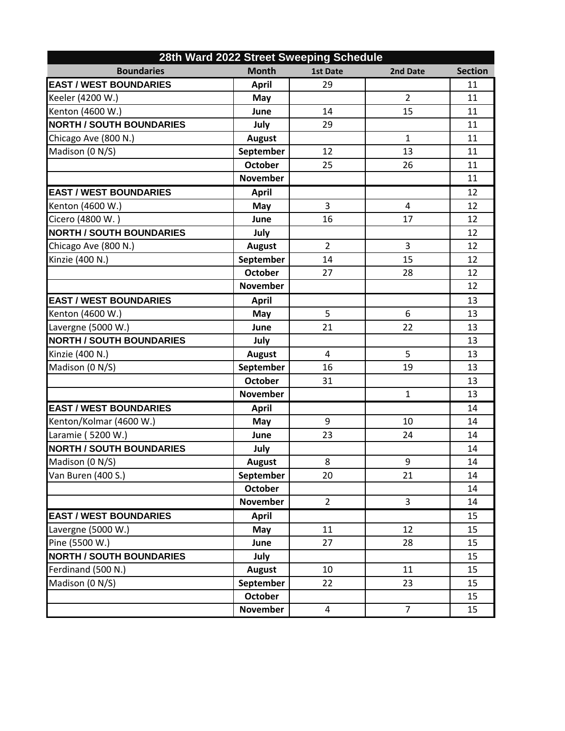| 28th Ward 2022 Street Sweeping Schedule | | | | |
|---|---|---|---|---|
| **Boundaries** | **Month** | **1st Date** | **2nd Date** | **Section** |
| **EAST / WEST BOUNDARIES** | **April** | 29 | | 11 |
| Keeler (4200 W.) | **May** | | 2 | 11 |
| Kenton (4600 W.) | **June** | 14 | 15 | 11 |
| **NORTH / SOUTH BOUNDARIES** | **July** | 29 | | 11 |
| Chicago Ave (800 N.) | **August** | | 1 | 11 |
| Madison (0 N/S) | **September** | 12 | 13 | 11 |
| | **October** | 25 | 26 | 11 |
| | **November** | | | 11 |
| **EAST / WEST BOUNDARIES** | **April** | | | 12 |
| Kenton (4600 W.) | **May** | 3 | 4 | 12 |
| Cicero (4800 W. ) | **June** | 16 | 17 | 12 |
| **NORTH / SOUTH BOUNDARIES** | **July** | | | 12 |
| Chicago Ave (800 N.) | **August** | 2 | 3 | 12 |
| Kinzie (400 N.) | **September** | 14 | 15 | 12 |
| | **October** | 27 | 28 | 12 |
| | **November** | | | 12 |
| **EAST / WEST BOUNDARIES** | **April** | | | 13 |
| Kenton (4600 W.) | **May** | 5 | 6 | 13 |
| Lavergne (5000 W.) | **June** | 21 | 22 | 13 |
| **NORTH / SOUTH BOUNDARIES** | **July** | | | 13 |
| Kinzie (400 N.) | **August** | 4 | 5 | 13 |
| Madison (0 N/S) | **September** | 16 | 19 | 13 |
| | **October** | 31 | | 13 |
| | **November** | | 1 | 13 |
| **EAST / WEST BOUNDARIES** | **April** | | | 14 |
| Kenton/Kolmar (4600 W.) | **May** | 9 | 10 | 14 |
| Laramie ( 5200 W.) | **June** | 23 | 24 | 14 |
| **NORTH / SOUTH BOUNDARIES** | **July** | | | 14 |
| Madison (0 N/S) | **August** | 8 | 9 | 14 |
| Van Buren (400 S.) | **September** | 20 | 21 | 14 |
| | **October** | | | 14 |
| | **November** | 2 | 3 | 14 |
| **EAST / WEST BOUNDARIES** | **April** | | | 15 |
| Lavergne (5000 W.) | **May** | 11 | 12 | 15 |
| Pine (5500 W.) | **June** | 27 | 28 | 15 |
| **NORTH / SOUTH BOUNDARIES** | **July** | | | 15 |
| Ferdinand (500 N.) | **August** | 10 | 11 | 15 |
| Madison (0 N/S) | **September** | 22 | 23 | 15 |
| | **October** | | | 15 |
| | **November** | 4 | 7 | 15 |